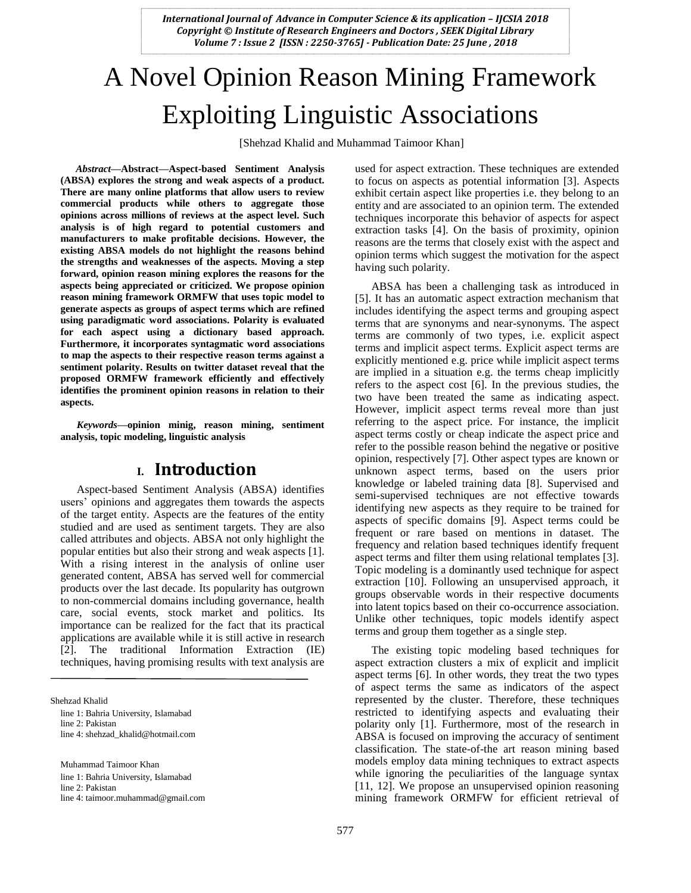# A Novel Opinion Reason Mining Framework Exploiting Linguistic Associations

[Shehzad Khalid and Muhammad Taimoor Khan]

***Abstract*—Abstract—Aspect-based Sentiment Analysis (ABSA) explores the strong and weak aspects of a product. There are many online platforms that allow users to review commercial products while others to aggregate those opinions across millions of reviews at the aspect level. Such analysis is of high regard to potential customers and manufacturers to make profitable decisions. However, the existing ABSA models do not highlight the reasons behind the strengths and weaknesses of the aspects. Moving a step forward, opinion reason mining explores the reasons for the aspects being appreciated or criticized. We propose opinion reason mining framework ORMFW that uses topic model to generate aspects as groups of aspect terms which are refined using paradigmatic word associations. Polarity is evaluated for each aspect using a dictionary based approach. Furthermore, it incorporates syntagmatic word associations to map the aspects to their respective reason terms against a sentiment polarity. Results on twitter dataset reveal that the proposed ORMFW framework efficiently and effectively identifies the prominent opinion reasons in relation to their aspects.**

***Keywords*—opinion minig, reason mining, sentiment analysis, topic modeling, linguistic analysis**

## I. Introduction

Aspect-based Sentiment Analysis (ABSA) identifies users' opinions and aggregates them towards the aspects of the target entity. Aspects are the features of the entity studied and are used as sentiment targets. They are also called attributes and objects. ABSA not only highlight the popular entities but also their strong and weak aspects [1]. With a rising interest in the analysis of online user generated content, ABSA has served well for commercial products over the last decade. Its popularity has outgrown to non-commercial domains including governance, health care, social events, stock market and politics. Its importance can be realized for the fact that its practical applications are available while it is still active in research [2]. The traditional Information Extraction (IE) techniques, having promising results with text analysis are used for aspect extraction. These techniques are extended to focus on aspects as potential information [3]. Aspects exhibit certain aspect like properties i.e. they belong to an entity and are associated to an opinion term. The extended techniques incorporate this behavior of aspects for aspect extraction tasks [4]. On the basis of proximity, opinion reasons are the terms that closely exist with the aspect and opinion terms which suggest the motivation for the aspect having such polarity.

ABSA has been a challenging task as introduced in [5]. It has an automatic aspect extraction mechanism that includes identifying the aspect terms and grouping aspect terms that are synonyms and near-synonyms. The aspect terms are commonly of two types, i.e. explicit aspect terms and implicit aspect terms. Explicit aspect terms are explicitly mentioned e.g. price while implicit aspect terms are implied in a situation e.g. the terms cheap implicitly refers to the aspect cost [6]. In the previous studies, the two have been treated the same as indicating aspect. However, implicit aspect terms reveal more than just referring to the aspect price. For instance, the implicit aspect terms costly or cheap indicate the aspect price and refer to the possible reason behind the negative or positive opinion, respectively [7]. Other aspect types are known or unknown aspect terms, based on the users prior knowledge or labeled training data [8]. Supervised and semi-supervised techniques are not effective towards identifying new aspects as they require to be trained for aspects of specific domains [9]. Aspect terms could be frequent or rare based on mentions in dataset. The frequency and relation based techniques identify frequent aspect terms and filter them using relational templates [3]. Topic modeling is a dominantly used technique for aspect extraction [10]. Following an unsupervised approach, it groups observable words in their respective documents into latent topics based on their co-occurrence association. Unlike other techniques, topic models identify aspect terms and group them together as a single step.

The existing topic modeling based techniques for aspect extraction clusters a mix of explicit and implicit aspect terms [6]. In other words, they treat the two types of aspect terms the same as indicators of the aspect represented by the cluster. Therefore, these techniques restricted to identifying aspects and evaluating their polarity only [1]. Furthermore, most of the research in ABSA is focused on improving the accuracy of sentiment classification. The state-of-the art reason mining based models employ data mining techniques to extract aspects while ignoring the peculiarities of the language syntax [11, 12]. We propose an unsupervised opinion reasoning mining framework ORMFW for efficient retrieval of

---

Shehzad Khalid
line 1: Bahria University, Islamabad
line 2: Pakistan
line 4: shehzad_khalid@hotmail.com

Muhammad Taimoor Khan
line 1: Bahria University, Islamabad
line 2: Pakistan
line 4: taimoor.muhammad@gmail.com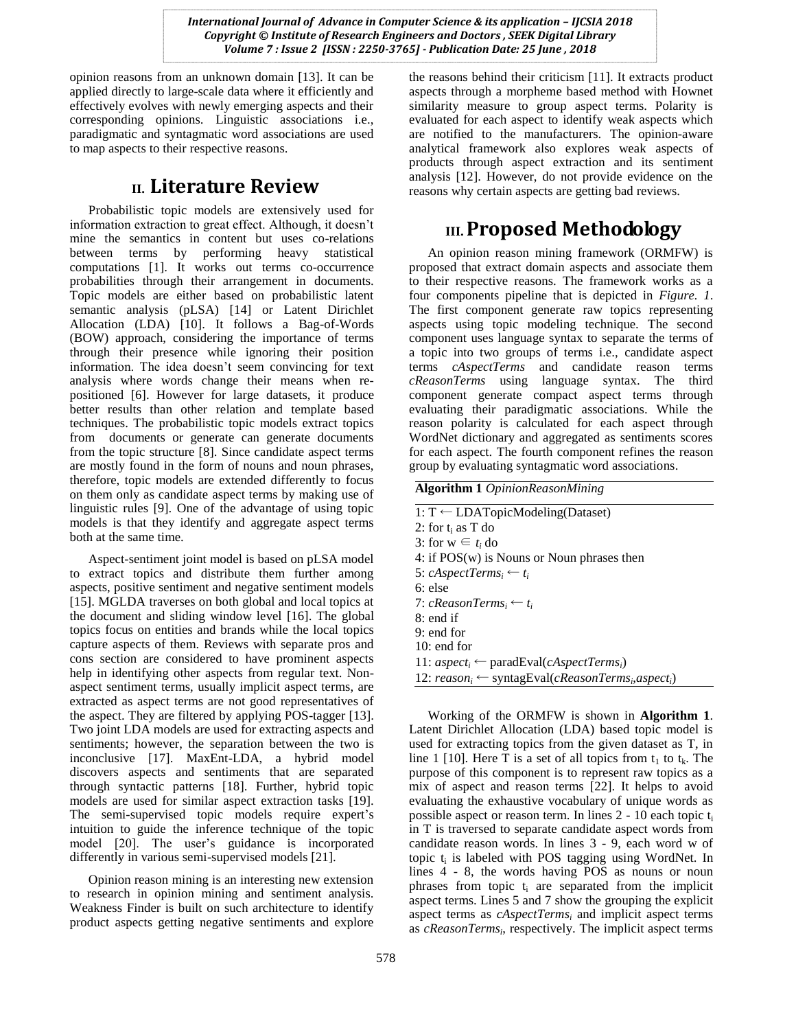opinion reasons from an unknown domain [13]. It can be applied directly to large-scale data where it efficiently and effectively evolves with newly emerging aspects and their corresponding opinions. Linguistic associations i.e., paradigmatic and syntagmatic word associations are used to map aspects to their respective reasons.

# II. Literature Review

Probabilistic topic models are extensively used for information extraction to great effect. Although, it doesn't mine the semantics in content but uses co-relations between terms by performing heavy statistical computations [1]. It works out terms co-occurrence probabilities through their arrangement in documents. Topic models are either based on probabilistic latent semantic analysis (pLSA) [14] or Latent Dirichlet Allocation (LDA) [10]. It follows a Bag-of-Words (BOW) approach, considering the importance of terms through their presence while ignoring their position information. The idea doesn't seem convincing for text analysis where words change their means when re-positioned [6]. However for large datasets, it produce better results than other relation and template based techniques. The probabilistic topic models extract topics from documents or generate can generate documents from the topic structure [8]. Since candidate aspect terms are mostly found in the form of nouns and noun phrases, therefore, topic models are extended differently to focus on them only as candidate aspect terms by making use of linguistic rules [9]. One of the advantage of using topic models is that they identify and aggregate aspect terms both at the same time.

Aspect-sentiment joint model is based on pLSA model to extract topics and distribute them further among aspects, positive sentiment and negative sentiment models [15]. MGLDA traverses on both global and local topics at the document and sliding window level [16]. The global topics focus on entities and brands while the local topics capture aspects of them. Reviews with separate pros and cons section are considered to have prominent aspects help in identifying other aspects from regular text. Non-aspect sentiment terms, usually implicit aspect terms, are extracted as aspect terms are not good representatives of the aspect. They are filtered by applying POS-tagger [13]. Two joint LDA models are used for extracting aspects and sentiments; however, the separation between the two is inconclusive [17]. MaxEnt-LDA, a hybrid model discovers aspects and sentiments that are separated through syntactic patterns [18]. Further, hybrid topic models are used for similar aspect extraction tasks [19]. The semi-supervised topic models require expert's intuition to guide the inference technique of the topic model [20]. The user's guidance is incorporated differently in various semi-supervised models [21].

Opinion reason mining is an interesting new extension to research in opinion mining and sentiment analysis. Weakness Finder is built on such architecture to identify product aspects getting negative sentiments and explore the reasons behind their criticism [11]. It extracts product aspects through a morpheme based method with Hownet similarity measure to group aspect terms. Polarity is evaluated for each aspect to identify weak aspects which are notified to the manufacturers. The opinion-aware analytical framework also explores weak aspects of products through aspect extraction and its sentiment analysis [12]. However, do not provide evidence on the reasons why certain aspects are getting bad reviews.

# III. Proposed Methodology

An opinion reason mining framework (ORMFW) is proposed that extract domain aspects and associate them to their respective reasons. The framework works as a four components pipeline that is depicted in *Figure. 1*. The first component generate raw topics representing aspects using topic modeling technique. The second component uses language syntax to separate the terms of a topic into two groups of terms i.e., candidate aspect terms *cAspectTerms* and candidate reason terms *cReasonTerms* using language syntax. The third component generate compact aspect terms through evaluating their paradigmatic associations. While the reason polarity is calculated for each aspect through WordNet dictionary and aggregated as sentiments scores for each aspect. The fourth component refines the reason group by evaluating syntagmatic word associations.

**Algorithm 1** *OpinionReasonMining*

```
1: T ← LDATopicModeling(Dataset)
2: for t_i as T do
3: for w ∈ t_i do
4: if POS(w) is Nouns or Noun phrases then
5: cAspectTerms_i ← t_i
6: else
7: cReasonTerms_i ← t_i
8: end if
9: end for
10: end for
11: aspect_i ← paradEval(cAspectTerms_i)
12: reason_i ← syntagEval(cReasonTerms_i,aspect_i)
```

Working of the ORMFW is shown in **Algorithm 1**. Latent Dirichlet Allocation (LDA) based topic model is used for extracting topics from the given dataset as T, in line 1 [10]. Here T is a set of all topics from $t_1$ to $t_k$. The purpose of this component is to represent raw topics as a mix of aspect and reason terms [22]. It helps to avoid evaluating the exhaustive vocabulary of unique words as possible aspect or reason term. In lines 2 - 10 each topic $t_i$ in T is traversed to separate candidate aspect words from candidate reason words. In lines 3 - 9, each word w of topic $t_i$ is labeled with POS tagging using WordNet. In lines 4 - 8, the words having POS as nouns or noun phrases from topic $t_i$ are separated from the implicit aspect terms. Lines 5 and 7 show the grouping the explicit aspect terms as *cAspectTerms*$_i$ and implicit aspect terms as *cReasonTerms*$_i$, respectively. The implicit aspect terms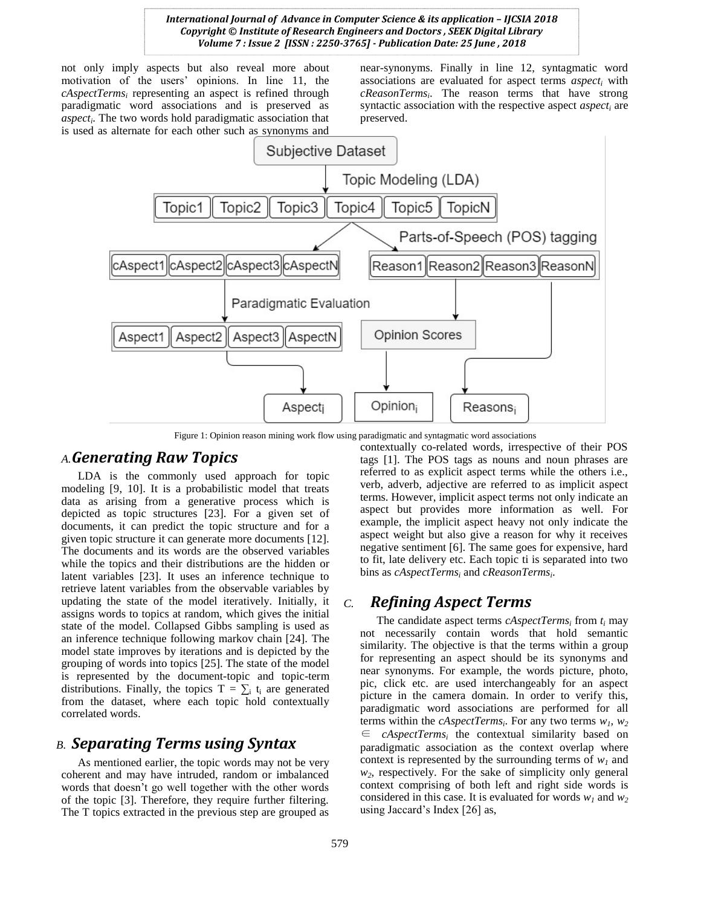not only imply aspects but also reveal more about motivation of the users' opinions. In line 11, the $cAspectTerms_i$ representing an aspect is refined through paradigmatic word associations and is preserved as $aspect_i$. The two words hold paradigmatic association that is used as alternate for each other such as synonyms and near-synonyms. Finally in line 12, syntagmatic word associations are evaluated for aspect terms $aspect_i$ with $cReasonTerms_i$. The reason terms that have strong syntactic association with the respective aspect $aspect_i$ are preserved.

Figure 1: Opinion reason mining work flow using paradigmatic and syntagmatic word associations

## A. *Generating Raw Topics*

LDA is the commonly used approach for topic modeling [9, 10]. It is a probabilistic model that treats data as arising from a generative process which is depicted as topic structures [23]. For a given set of documents, it can predict the topic structure and for a given topic structure it can generate more documents [12]. The documents and its words are the observed variables while the topics and their distributions are the hidden or latent variables [23]. It uses an inference technique to retrieve latent variables from the observable variables by updating the state of the model iteratively. Initially, it assigns words to topics at random, which gives the initial state of the model. Collapsed Gibbs sampling is used as an inference technique following markov chain [24]. The model state improves by iterations and is depicted by the grouping of words into topics [25]. The state of the model is represented by the document-topic and topic-term distributions. Finally, the topics $T = \sum_i t_i$ are generated from the dataset, where each topic hold contextually correlated words.

## B. *Separating Terms using Syntax*

As mentioned earlier, the topic words may not be very coherent and may have intruded, random or imbalanced words that doesn't go well together with the other words of the topic [3]. Therefore, they require further filtering. The T topics extracted in the previous step are grouped as contextually co-related words, irrespective of their POS tags [1]. The POS tags as nouns and noun phrases are referred to as explicit aspect terms while the others i.e., verb, adverb, adjective are referred to as implicit aspect terms. However, implicit aspect terms not only indicate an aspect but provides more information as well. For example, the implicit aspect heavy not only indicate the aspect weight but also give a reason for why it receives negative sentiment [6]. The same goes for expensive, hard to fit, late delivery etc. Each topic ti is separated into two bins as $cAspectTerms_i$ and $cReasonTerms_i$.

## C. *Refining Aspect Terms*

The candidate aspect terms $cAspectTerms_i$ from $t_i$ may not necessarily contain words that hold semantic similarity. The objective is that the terms within a group for representing an aspect should be its synonyms and near synonyms. For example, the words picture, photo, pic, click etc. are used interchangeably for an aspect picture in the camera domain. In order to verify this, paradigmatic word associations are performed for all terms within the $cAspectTerms_i$. For any two terms $w_1, w_2 \in cAspectTerms_i$ the contextual similarity based on paradigmatic association as the context overlap where context is represented by the surrounding terms of $w_1$ and $w_2$, respectively. For the sake of simplicity only general context comprising of both left and right side words is considered in this case. It is evaluated for words $w_1$ and $w_2$ using Jaccard's Index [26] as,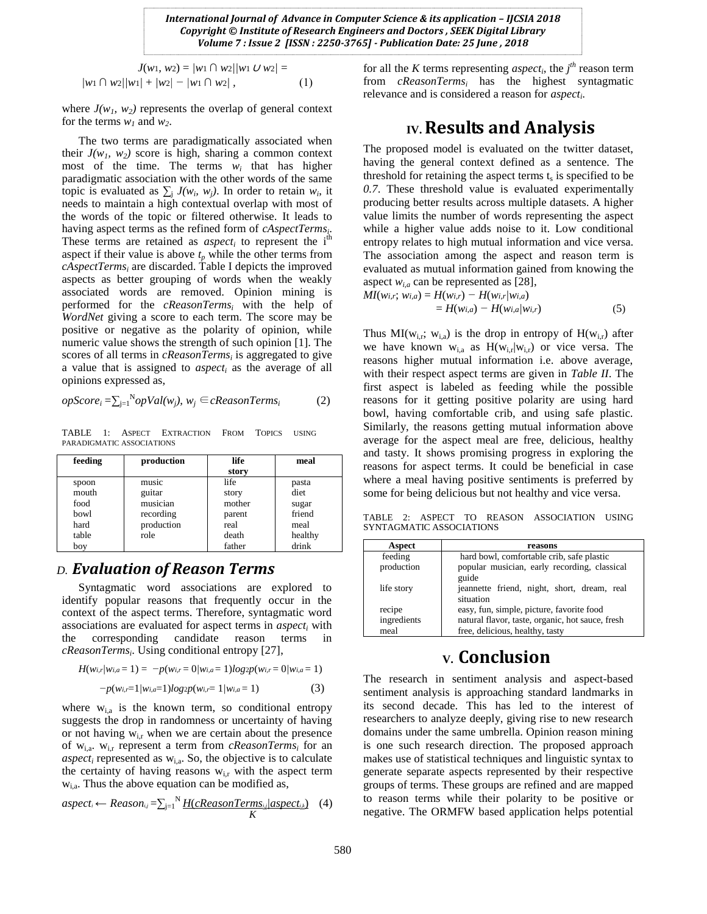$$J(w_1, w_2) = |w_1 \cap w_2||w_1 \cup w_2| =$$
$$|w_1 \cap w_2||w_1| + |w_2| - |w_1 \cap w_2| \,, \qquad (1)$$

where $J(w_1, w_2)$ represents the overlap of general context for the terms $w_1$ and $w_2$.

The two terms are paradigmatically associated when their $J(w_1, w_2)$ score is high, sharing a common context most of the time. The terms $w_i$ that has higher paradigmatic association with the other words of the same topic is evaluated as $\sum_j J(w_i, w_j)$. In order to retain $w_i$, it needs to maintain a high contextual overlap with most of the words of the topic or filtered otherwise. It leads to having aspect terms as the refined form of *cAspectTerms$_i$*. These terms are retained as *aspect$_i$* to represent the i[th] aspect if their value is above $t_p$ while the other terms from *cAspectTerms$_i$* are discarded. Table I depicts the improved aspects as better grouping of words when the weakly associated words are removed. Opinion mining is performed for the *cReasonTerms$_i$* with the help of *WordNet* giving a score to each term. The score may be positive or negative as the polarity of opinion, while numeric value shows the strength of such opinion [1]. The scores of all terms in *cReasonTerms$_i$* is aggregated to give a value that is assigned to *aspect$_i$* as the average of all opinions expressed as,

$$opScore_i = \sum_{j=1}^{N} opVal(w_j),\; w_j \in cReasonTerms_i \qquad (2)$$

TABLE 1: ASPECT EXTRACTION FROM TOPICS USING PARADIGMATIC ASSOCIATIONS

| feeding | production | life story | meal |
|---|---|---|---|
| spoon | music | life | pasta |
| mouth | guitar | story | diet |
| food | musician | mother | sugar |
| bowl | recording | parent | friend |
| hard | production | real | meal |
| table | role | death | healthy |
| boy | | father | drink |

### *D. Evaluation of Reason Terms*

Syntagmatic word associations are explored to identify popular reasons that frequently occur in the context of the aspect terms. Therefore, syntagmatic word associations are evaluated for aspect terms in *aspect$_i$* with the corresponding candidate reason terms in *cReasonTerms$_i$*. Using conditional entropy [27],

$$H(w_{i,r}|w_{i,a}=1) = -p(w_{i,r}=0|w_{i,a}=1)log_2 p(w_{i,r}=0|w_{i,a}=1)$$
$$-p(w_{i,r}=1|w_{i,a}=1)log_2 p(w_{i,r}=1|w_{i,a}=1) \qquad (3)$$

where $w_{i,a}$ is the known term, so conditional entropy suggests the drop in randomness or uncertainty of having or not having $w_{i,r}$ when we are certain about the presence of $w_{i,a}$. $w_{i,r}$ represent a term from *cReasonTerms$_i$* for an *aspect$_i$* represented as $w_{i,a}$. So, the objective is to calculate the certainty of having reasons $w_{i,r}$ with the aspect term $w_{i,a}$. Thus the above equation can be modified as,

$$aspect_i \leftarrow Reason_{i,j} = \sum_{j=1}^{N} \frac{H(cReasonTerms_{i,j}|aspect_{i,k})}{K} \qquad (4)$$

for all the $K$ terms representing *aspect$_i$*, the $j^{th}$ reason term from *cReasonTerms$_i$* has the highest syntagmatic relevance and is considered a reason for *aspect$_i$*.

## IV. Results and Analysis

The proposed model is evaluated on the twitter dataset, having the general context defined as a sentence. The threshold for retaining the aspect terms $t_s$ is specified to be *0.7*. These threshold value is evaluated experimentally producing better results across multiple datasets. A higher value limits the number of words representing the aspect while a higher value adds noise to it. Low conditional entropy relates to high mutual information and vice versa. The association among the aspect and reason term is evaluated as mutual information gained from knowing the aspect $w_{i,a}$ can be represented as [28],

$$MI(w_{i,r}; w_{i,a}) = H(w_{i,r}) - H(w_{i,r}|w_{i,a})$$
$$= H(w_{i,a}) - H(w_{i,a}|w_{i,r}) \qquad (5)$$

Thus $MI(w_{i,r}; w_{i,a})$ is the drop in entropy of $H(w_{i,r})$ after we have known $w_{i,a}$ as $H(w_{i,r}|w_{i,r})$ or vice versa. The reasons higher mutual information i.e. above average, with their respect aspect terms are given in *Table II*. The first aspect is labeled as feeding while the possible reasons for it getting positive polarity are using hard bowl, having comfortable crib, and using safe plastic. Similarly, the reasons getting mutual information above average for the aspect meal are free, delicious, healthy and tasty. It shows promising progress in exploring the reasons for aspect terms. It could be beneficial in case where a meal having positive sentiments is preferred by some for being delicious but not healthy and vice versa.

TABLE 2: ASPECT TO REASON ASSOCIATION USING SYNTAGMATIC ASSOCIATIONS

| Aspect | reasons |
|---|---|
| feeding | hard bowl, comfortable crib, safe plastic |
| production | popular musician, early recording, classical guide |
| life story | jeannette friend, night, short, dream, real situation |
| recipe | easy, fun, simple, picture, favorite food |
| ingredients | natural flavor, taste, organic, hot sauce, fresh |
| meal | free, delicious, healthy, tasty |

## V. Conclusion

The research in sentiment analysis and aspect-based sentiment analysis is approaching standard landmarks in its second decade. This has led to the interest of researchers to analyze deeply, giving rise to new research domains under the same umbrella. Opinion reason mining is one such research direction. The proposed approach makes use of statistical techniques and linguistic syntax to generate separate aspects represented by their respective groups of terms. These groups are refined and are mapped to reason terms while their polarity to be positive or negative. The ORMFW based application helps potential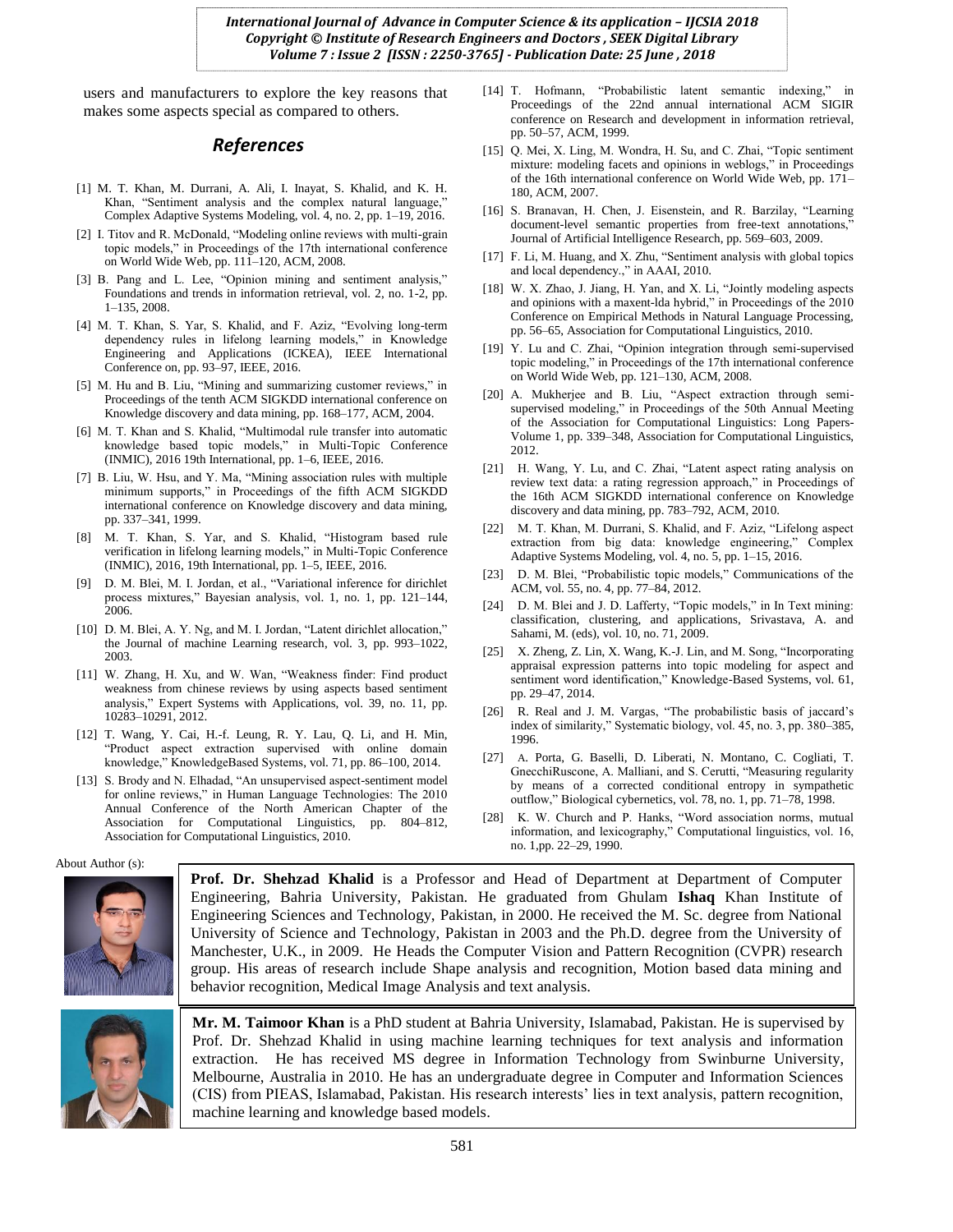users and manufacturers to explore the key reasons that makes some aspects special as compared to others.

## References

[1] M. T. Khan, M. Durrani, A. Ali, I. Inayat, S. Khalid, and K. H. Khan, "Sentiment analysis and the complex natural language," Complex Adaptive Systems Modeling, vol. 4, no. 2, pp. 1–19, 2016.

[2] I. Titov and R. McDonald, "Modeling online reviews with multi-grain topic models," in Proceedings of the 17th international conference on World Wide Web, pp. 111–120, ACM, 2008.

[3] B. Pang and L. Lee, "Opinion mining and sentiment analysis," Foundations and trends in information retrieval, vol. 2, no. 1-2, pp. 1–135, 2008.

[4] M. T. Khan, S. Yar, S. Khalid, and F. Aziz, "Evolving long-term dependency rules in lifelong learning models," in Knowledge Engineering and Applications (ICKEA), IEEE International Conference on, pp. 93–97, IEEE, 2016.

[5] M. Hu and B. Liu, "Mining and summarizing customer reviews," in Proceedings of the tenth ACM SIGKDD international conference on Knowledge discovery and data mining, pp. 168–177, ACM, 2004.

[6] M. T. Khan and S. Khalid, "Multimodal rule transfer into automatic knowledge based topic models," in Multi-Topic Conference (INMIC), 2016 19th International, pp. 1–6, IEEE, 2016.

[7] B. Liu, W. Hsu, and Y. Ma, "Mining association rules with multiple minimum supports," in Proceedings of the fifth ACM SIGKDD international conference on Knowledge discovery and data mining, pp. 337–341, 1999.

[8] M. T. Khan, S. Yar, and S. Khalid, "Histogram based rule verification in lifelong learning models," in Multi-Topic Conference (INMIC), 2016, 19th International, pp. 1–5, IEEE, 2016.

[9] D. M. Blei, M. I. Jordan, et al., "Variational inference for dirichlet process mixtures," Bayesian analysis, vol. 1, no. 1, pp. 121–144, 2006.

[10] D. M. Blei, A. Y. Ng, and M. I. Jordan, "Latent dirichlet allocation," the Journal of machine Learning research, vol. 3, pp. 993–1022, 2003.

[11] W. Zhang, H. Xu, and W. Wan, "Weakness finder: Find product weakness from chinese reviews by using aspects based sentiment analysis," Expert Systems with Applications, vol. 39, no. 11, pp. 10283–10291, 2012.

[12] T. Wang, Y. Cai, H.-f. Leung, R. Y. Lau, Q. Li, and H. Min, "Product aspect extraction supervised with online domain knowledge," KnowledgeBased Systems, vol. 71, pp. 86–100, 2014.

[13] S. Brody and N. Elhadad, "An unsupervised aspect-sentiment model for online reviews," in Human Language Technologies: The 2010 Annual Conference of the North American Chapter of the Association for Computational Linguistics, pp. 804–812, Association for Computational Linguistics, 2010.

[14] T. Hofmann, "Probabilistic latent semantic indexing," in Proceedings of the 22nd annual international ACM SIGIR conference on Research and development in information retrieval, pp. 50–57, ACM, 1999.

[15] Q. Mei, X. Ling, M. Wondra, H. Su, and C. Zhai, "Topic sentiment mixture: modeling facets and opinions in weblogs," in Proceedings of the 16th international conference on World Wide Web, pp. 171–180, ACM, 2007.

[16] S. Branavan, H. Chen, J. Eisenstein, and R. Barzilay, "Learning document-level semantic properties from free-text annotations," Journal of Artificial Intelligence Research, pp. 569–603, 2009.

[17] F. Li, M. Huang, and X. Zhu, "Sentiment analysis with global topics and local dependency.," in AAAI, 2010.

[18] W. X. Zhao, J. Jiang, H. Yan, and X. Li, "Jointly modeling aspects and opinions with a maxent-lda hybrid," in Proceedings of the 2010 Conference on Empirical Methods in Natural Language Processing, pp. 56–65, Association for Computational Linguistics, 2010.

[19] Y. Lu and C. Zhai, "Opinion integration through semi-supervised topic modeling," in Proceedings of the 17th international conference on World Wide Web, pp. 121–130, ACM, 2008.

[20] A. Mukherjee and B. Liu, "Aspect extraction through semi-supervised modeling," in Proceedings of the 50th Annual Meeting of the Association for Computational Linguistics: Long Papers-Volume 1, pp. 339–348, Association for Computational Linguistics, 2012.

[21] H. Wang, Y. Lu, and C. Zhai, "Latent aspect rating analysis on review text data: a rating regression approach," in Proceedings of the 16th ACM SIGKDD international conference on Knowledge discovery and data mining, pp. 783–792, ACM, 2010.

[22] M. T. Khan, M. Durrani, S. Khalid, and F. Aziz, "Lifelong aspect extraction from big data: knowledge engineering," Complex Adaptive Systems Modeling, vol. 4, no. 5, pp. 1–15, 2016.

[23] D. M. Blei, "Probabilistic topic models," Communications of the ACM, vol. 55, no. 4, pp. 77–84, 2012.

[24] D. M. Blei and J. D. Lafferty, "Topic models," in In Text mining: classification, clustering, and applications, Srivastava, A. and Sahami, M. (eds), vol. 10, no. 71, 2009.

[25] X. Zheng, Z. Lin, X. Wang, K.-J. Lin, and M. Song, "Incorporating appraisal expression patterns into topic modeling for aspect and sentiment word identification," Knowledge-Based Systems, vol. 61, pp. 29–47, 2014.

[26] R. Real and J. M. Vargas, "The probabilistic basis of jaccard's index of similarity," Systematic biology, vol. 45, no. 3, pp. 380–385, 1996.

[27] A. Porta, G. Baselli, D. Liberati, N. Montano, C. Cogliati, T. GnecchiRuscone, A. Malliani, and S. Cerutti, "Measuring regularity by means of a corrected conditional entropy in sympathetic outflow," Biological cybernetics, vol. 78, no. 1, pp. 71–78, 1998.

[28] K. W. Church and P. Hanks, "Word association norms, mutual information, and lexicography," Computational linguistics, vol. 16, no. 1,pp. 22–29, 1990.

About Author (s):

**Prof. Dr. Shehzad Khalid** is a Professor and Head of Department at Department of Computer Engineering, Bahria University, Pakistan. He graduated from Ghulam **Ishaq** Khan Institute of Engineering Sciences and Technology, Pakistan, in 2000. He received the M. Sc. degree from National University of Science and Technology, Pakistan in 2003 and the Ph.D. degree from the University of Manchester, U.K., in 2009. He Heads the Computer Vision and Pattern Recognition (CVPR) research group. His areas of research include Shape analysis and recognition, Motion based data mining and behavior recognition, Medical Image Analysis and text analysis.

**Mr. M. Taimoor Khan** is a PhD student at Bahria University, Islamabad, Pakistan. He is supervised by Prof. Dr. Shehzad Khalid in using machine learning techniques for text analysis and information extraction. He has received MS degree in Information Technology from Swinburne University, Melbourne, Australia in 2010. He has an undergraduate degree in Computer and Information Sciences (CIS) from PIEAS, Islamabad, Pakistan. His research interests' lies in text analysis, pattern recognition, machine learning and knowledge based models.